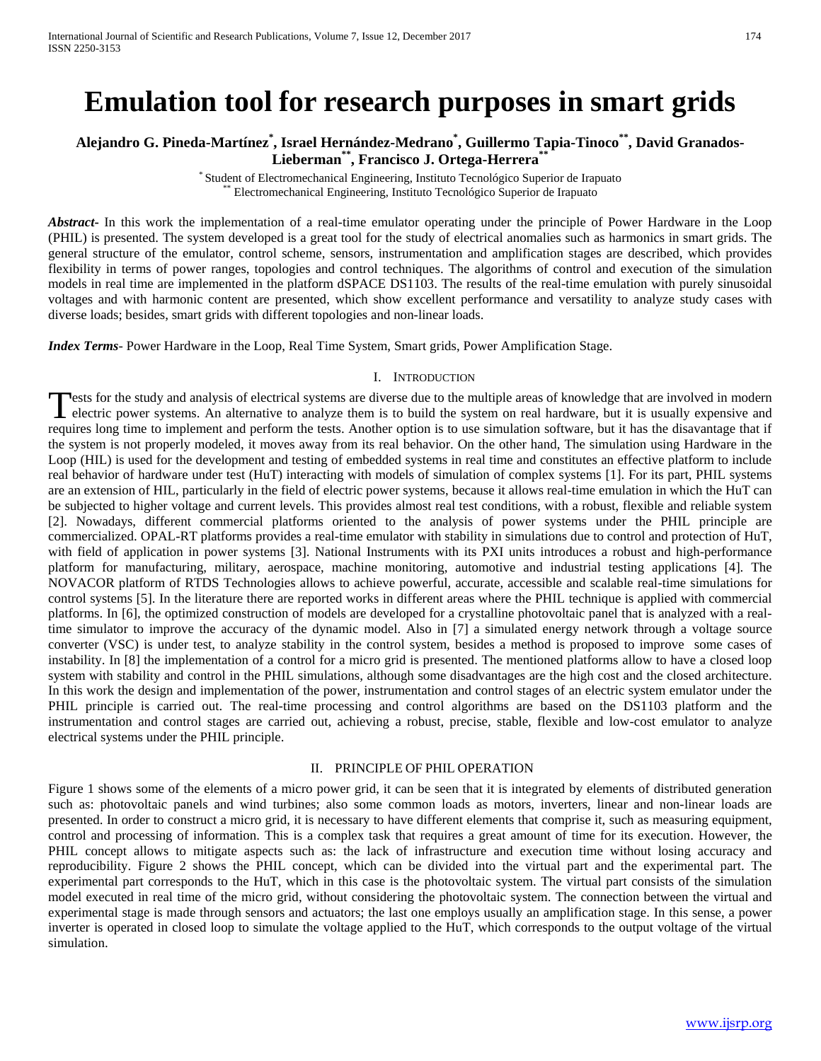# Emulation tool for research purposes in smart grids

**Alejandro G. Pineda-Martínez[*], Israel Hernández-Medrano[*], Guillermo Tapia-Tinoco[**], David Granados-Lieberman[**], Francisco J. Ortega-Herrera[**]**

[*] Student of Electromechanical Engineering, Instituto Tecnológico Superior de Irapuato
[**] Electromechanical Engineering, Instituto Tecnológico Superior de Irapuato

***Abstract*-** In this work the implementation of a real-time emulator operating under the principle of Power Hardware in the Loop (PHIL) is presented. The system developed is a great tool for the study of electrical anomalies such as harmonics in smart grids. The general structure of the emulator, control scheme, sensors, instrumentation and amplification stages are described, which provides flexibility in terms of power ranges, topologies and control techniques. The algorithms of control and execution of the simulation models in real time are implemented in the platform dSPACE DS1103. The results of the real-time emulation with purely sinusoidal voltages and with harmonic content are presented, which show excellent performance and versatility to analyze study cases with diverse loads; besides, smart grids with different topologies and non-linear loads.

***Index Terms*-** Power Hardware in the Loop, Real Time System, Smart grids, Power Amplification Stage.

## I. Introduction

Tests for the study and analysis of electrical systems are diverse due to the multiple areas of knowledge that are involved in modern electric power systems. An alternative to analyze them is to build the system on real hardware, but it is usually expensive and requires long time to implement and perform the tests. Another option is to use simulation software, but it has the disavantage that if the system is not properly modeled, it moves away from its real behavior. On the other hand, The simulation using Hardware in the Loop (HIL) is used for the development and testing of embedded systems in real time and constitutes an effective platform to include real behavior of hardware under test (HuT) interacting with models of simulation of complex systems [1]. For its part, PHIL systems are an extension of HIL, particularly in the field of electric power systems, because it allows real-time emulation in which the HuT can be subjected to higher voltage and current levels. This provides almost real test conditions, with a robust, flexible and reliable system [2]. Nowadays, different commercial platforms oriented to the analysis of power systems under the PHIL principle are commercialized. OPAL-RT platforms provides a real-time emulator with stability in simulations due to control and protection of HuT, with field of application in power systems [3]. National Instruments with its PXI units introduces a robust and high-performance platform for manufacturing, military, aerospace, machine monitoring, automotive and industrial testing applications [4]. The NOVACOR platform of RTDS Technologies allows to achieve powerful, accurate, accessible and scalable real-time simulations for control systems [5]. In the literature there are reported works in different areas where the PHIL technique is applied with commercial platforms. In [6], the optimized construction of models are developed for a crystalline photovoltaic panel that is analyzed with a real-time simulator to improve the accuracy of the dynamic model. Also in [7] a simulated energy network through a voltage source converter (VSC) is under test, to analyze stability in the control system, besides a method is proposed to improve some cases of instability. In [8] the implementation of a control for a micro grid is presented. The mentioned platforms allow to have a closed loop system with stability and control in the PHIL simulations, although some disadvantages are the high cost and the closed architecture. In this work the design and implementation of the power, instrumentation and control stages of an electric system emulator under the PHIL principle is carried out. The real-time processing and control algorithms are based on the DS1103 platform and the instrumentation and control stages are carried out, achieving a robust, precise, stable, flexible and low-cost emulator to analyze electrical systems under the PHIL principle.

## II. Principle of PHIL Operation

Figure 1 shows some of the elements of a micro power grid, it can be seen that it is integrated by elements of distributed generation such as: photovoltaic panels and wind turbines; also some common loads as motors, inverters, linear and non-linear loads are presented. In order to construct a micro grid, it is necessary to have different elements that comprise it, such as measuring equipment, control and processing of information. This is a complex task that requires a great amount of time for its execution. However, the PHIL concept allows to mitigate aspects such as: the lack of infrastructure and execution time without losing accuracy and reproducibility. Figure 2 shows the PHIL concept, which can be divided into the virtual part and the experimental part. The experimental part corresponds to the HuT, which in this case is the photovoltaic system. The virtual part consists of the simulation model executed in real time of the micro grid, without considering the photovoltaic system. The connection between the virtual and experimental stage is made through sensors and actuators; the last one employs usually an amplification stage. In this sense, a power inverter is operated in closed loop to simulate the voltage applied to the HuT, which corresponds to the output voltage of the virtual simulation.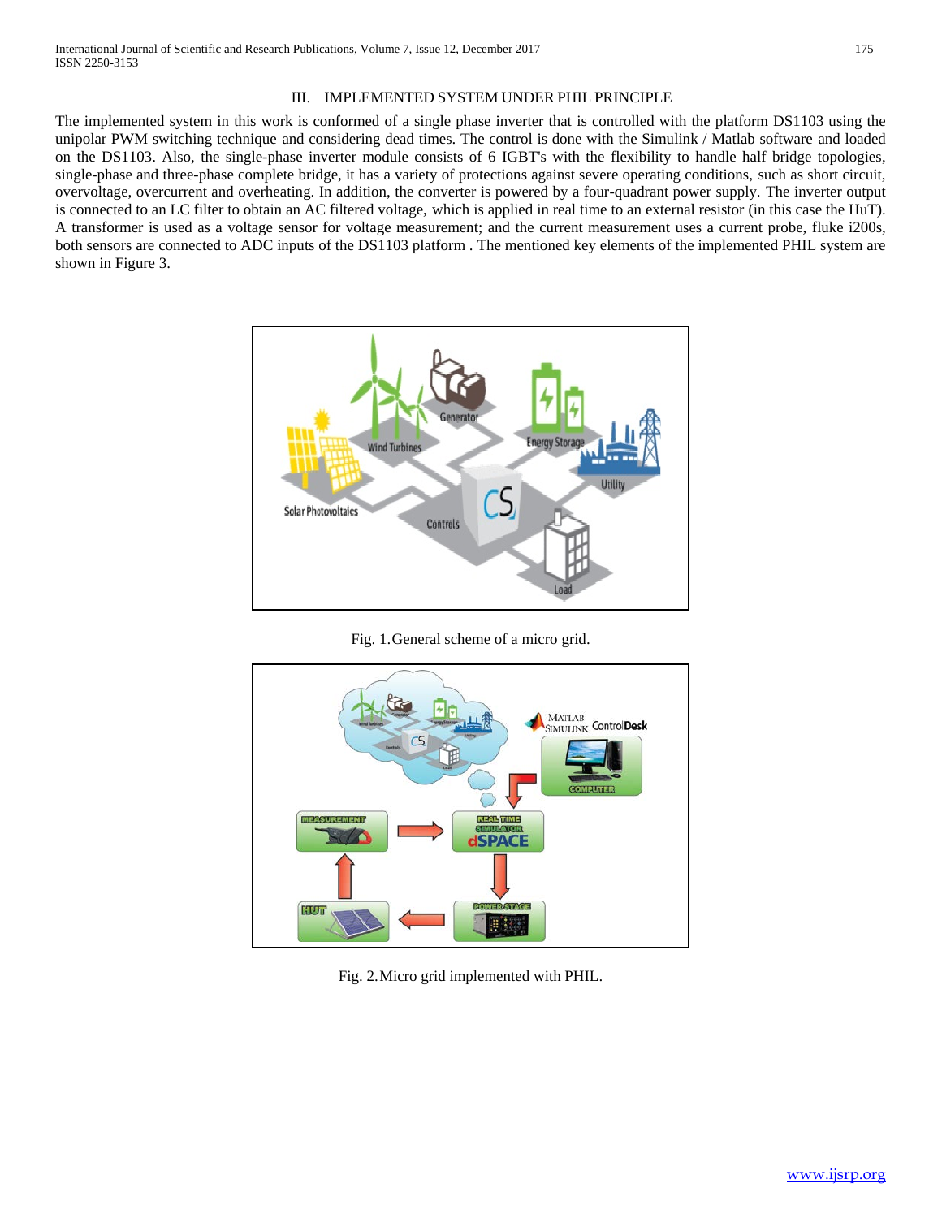## III. IMPLEMENTED SYSTEM UNDER PHIL PRINCIPLE

The implemented system in this work is conformed of a single phase inverter that is controlled with the platform DS1103 using the unipolar PWM switching technique and considering dead times. The control is done with the Simulink / Matlab software and loaded on the DS1103. Also, the single-phase inverter module consists of 6 IGBT's with the flexibility to handle half bridge topologies, single-phase and three-phase complete bridge, it has a variety of protections against severe operating conditions, such as short circuit, overvoltage, overcurrent and overheating. In addition, the converter is powered by a four-quadrant power supply. The inverter output is connected to an LC filter to obtain an AC filtered voltage, which is applied in real time to an external resistor (in this case the HuT). A transformer is used as a voltage sensor for voltage measurement; and the current measurement uses a current probe, fluke i200s, both sensors are connected to ADC inputs of the DS1103 platform . The mentioned key elements of the implemented PHIL system are shown in Figure 3.

Fig. 1.General scheme of a micro grid.

Fig. 2.Micro grid implemented with PHIL.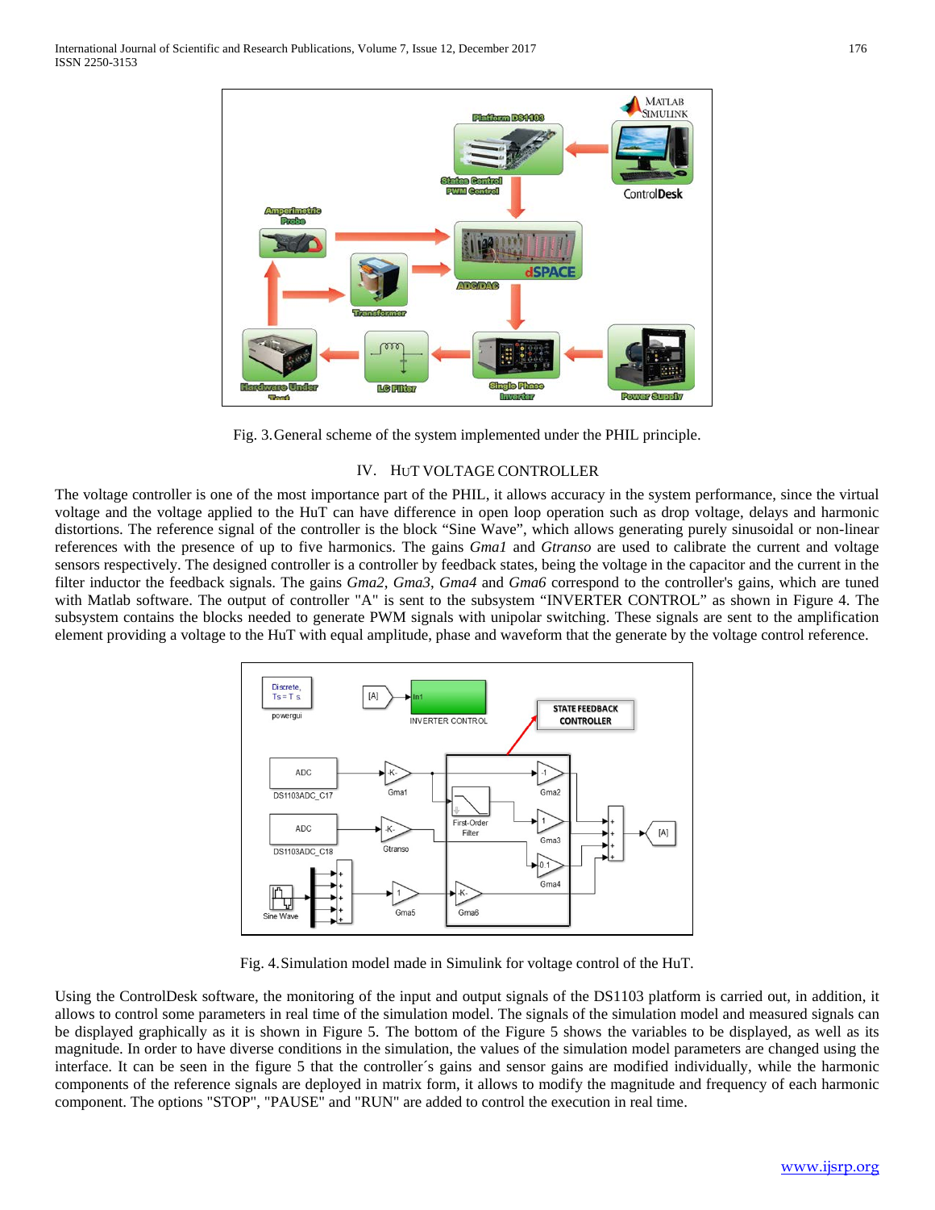Fig. 3. General scheme of the system implemented under the PHIL principle.

## IV. HUT VOLTAGE CONTROLLER

The voltage controller is one of the most importance part of the PHIL, it allows accuracy in the system performance, since the virtual voltage and the voltage applied to the HuT can have difference in open loop operation such as drop voltage, delays and harmonic distortions. The reference signal of the controller is the block "Sine Wave", which allows generating purely sinusoidal or non-linear references with the presence of up to five harmonics. The gains *Gma1* and *Gtranso* are used to calibrate the current and voltage sensors respectively. The designed controller is a controller by feedback states, being the voltage in the capacitor and the current in the filter inductor the feedback signals. The gains *Gma2*, *Gma3*, *Gma4* and *Gma6* correspond to the controller's gains, which are tuned with Matlab software. The output of controller "A" is sent to the subsystem "INVERTER CONTROL" as shown in Figure 4. The subsystem contains the blocks needed to generate PWM signals with unipolar switching. These signals are sent to the amplification element providing a voltage to the HuT with equal amplitude, phase and waveform that the generate by the voltage control reference.

Fig. 4. Simulation model made in Simulink for voltage control of the HuT.

Using the ControlDesk software, the monitoring of the input and output signals of the DS1103 platform is carried out, in addition, it allows to control some parameters in real time of the simulation model. The signals of the simulation model and measured signals can be displayed graphically as it is shown in Figure 5. The bottom of the Figure 5 shows the variables to be displayed, as well as its magnitude. In order to have diverse conditions in the simulation, the values of the simulation model parameters are changed using the interface. It can be seen in the figure 5 that the controller´s gains and sensor gains are modified individually, while the harmonic components of the reference signals are deployed in matrix form, it allows to modify the magnitude and frequency of each harmonic component. The options "STOP", "PAUSE" and "RUN" are added to control the execution in real time.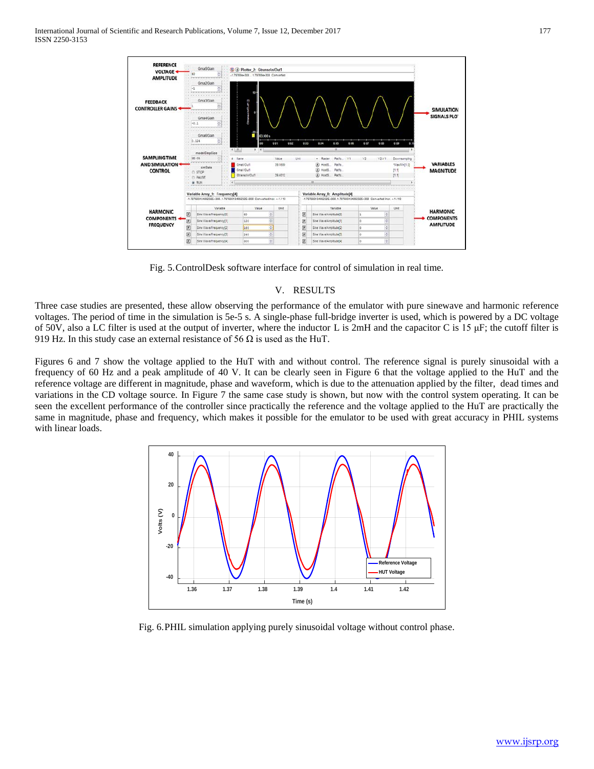Fig. 5. ControlDesk software interface for control of simulation in real time.

## V. RESULTS

Three case studies are presented, these allow observing the performance of the emulator with pure sinewave and harmonic reference voltages. The period of time in the simulation is 5e-5 s. A single-phase full-bridge inverter is used, which is powered by a DC voltage of 50V, also a LC filter is used at the output of inverter, where the inductor L is 2mH and the capacitor C is 15 µF; the cutoff filter is 919 Hz. In this study case an external resistance of 56 Ω is used as the HuT.

Figures 6 and 7 show the voltage applied to the HuT with and without control. The reference signal is purely sinusoidal with a frequency of 60 Hz and a peak amplitude of 40 V. It can be clearly seen in Figure 6 that the voltage applied to the HuT and the reference voltage are different in magnitude, phase and waveform, which is due to the attenuation applied by the filter, dead times and variations in the CD voltage source. In Figure 7 the same case study is shown, but now with the control system operating. It can be seen the excellent performance of the controller since practically the reference and the voltage applied to the HuT are practically the same in magnitude, phase and frequency, which makes it possible for the emulator to be used with great accuracy in PHIL systems with linear loads.

Fig. 6. PHIL simulation applying purely sinusoidal voltage without control phase.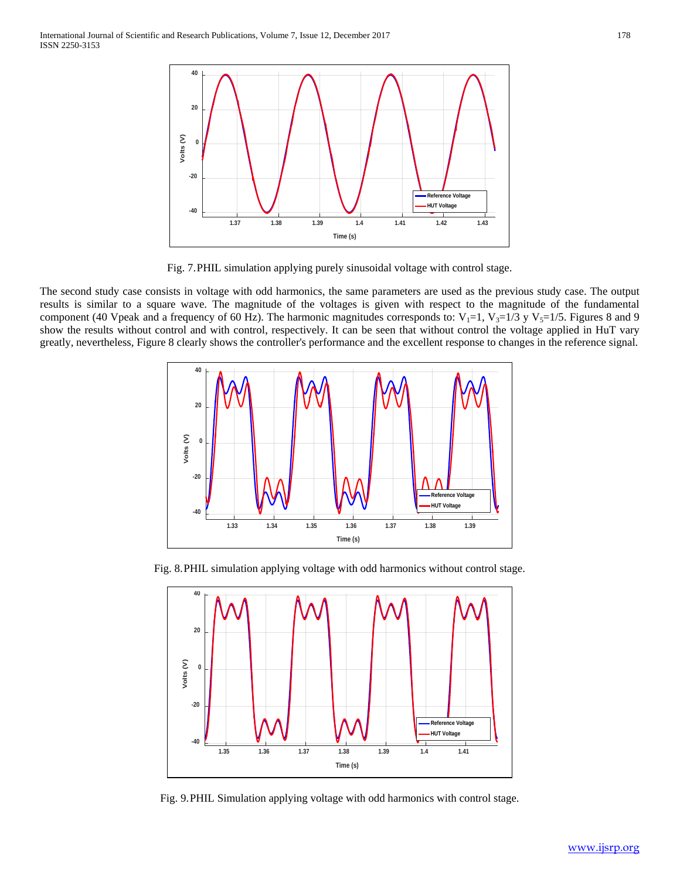Fig. 7. PHIL simulation applying purely sinusoidal voltage with control stage.

The second study case consists in voltage with odd harmonics, the same parameters are used as the previous study case. The output results is similar to a square wave. The magnitude of the voltages is given with respect to the magnitude of the fundamental component (40 Vpeak and a frequency of 60 Hz). The harmonic magnitudes corresponds to: $V_1$=1, $V_3$=1/3 y $V_5$=1/5. Figures 8 and 9 show the results without control and with control, respectively. It can be seen that without control the voltage applied in HuT vary greatly, nevertheless, Figure 8 clearly shows the controller's performance and the excellent response to changes in the reference signal.

Fig. 8. PHIL simulation applying voltage with odd harmonics without control stage.

Fig. 9. PHIL Simulation applying voltage with odd harmonics with control stage.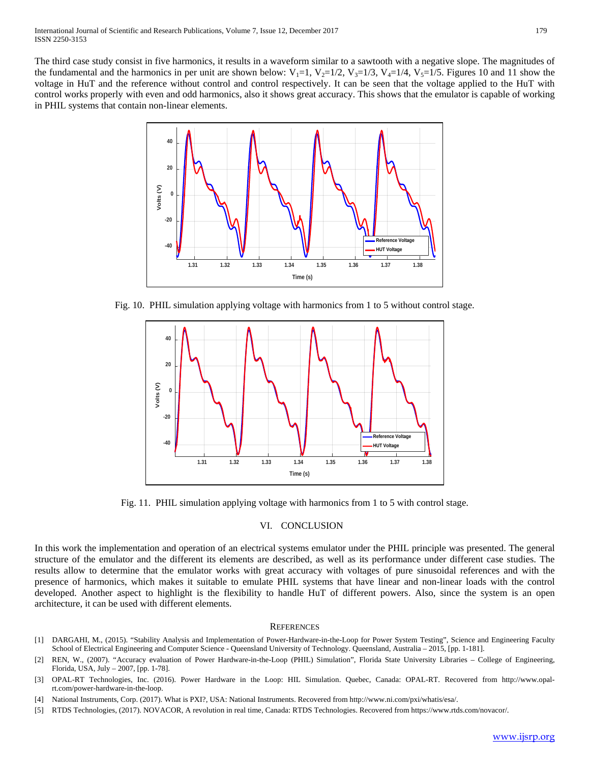The third case study consist in five harmonics, it results in a waveform similar to a sawtooth with a negative slope. The magnitudes of the fundamental and the harmonics in per unit are shown below: $V_1=1$, $V_2=1/2$, $V_3=1/3$, $V_4=1/4$, $V_5=1/5$. Figures 10 and 11 show the voltage in HuT and the reference without control and control respectively. It can be seen that the voltage applied to the HuT with control works properly with even and odd harmonics, also it shows great accuracy. This shows that the emulator is capable of working in PHIL systems that contain non-linear elements.

Fig. 10. PHIL simulation applying voltage with harmonics from 1 to 5 without control stage.

Fig. 11. PHIL simulation applying voltage with harmonics from 1 to 5 with control stage.

## VI. CONCLUSION

In this work the implementation and operation of an electrical systems emulator under the PHIL principle was presented. The general structure of the emulator and the different its elements are described, as well as its performance under different case studies. The results allow to determine that the emulator works with great accuracy with voltages of pure sinusoidal references and with the presence of harmonics, which makes it suitable to emulate PHIL systems that have linear and non-linear loads with the control developed. Another aspect to highlight is the flexibility to handle HuT of different powers. Also, since the system is an open architecture, it can be used with different elements.

## REFERENCES

[1] DARGAHI, M., (2015). "Stability Analysis and Implementation of Power-Hardware-in-the-Loop for Power System Testing", Science and Engineering Faculty School of Electrical Engineering and Computer Science - Queensland University of Technology. Queensland, Australia – 2015, [pp. 1-181].

[2] REN, W., (2007). "Accuracy evaluation of Power Hardware-in-the-Loop (PHIL) Simulation", Florida State University Libraries – College of Engineering, Florida, USA, July – 2007, [pp. 1-78].

[3] OPAL-RT Technologies, Inc. (2016). Power Hardware in the Loop: HIL Simulation. Quebec, Canada: OPAL-RT. Recovered from http://www.opal-rt.com/power-hardware-in-the-loop.

[4] National Instruments, Corp. (2017). What is PXI?, USA: National Instruments. Recovered from http://www.ni.com/pxi/whatis/esa/.

[5] RTDS Technologies, (2017). NOVACOR, A revolution in real time, Canada: RTDS Technologies. Recovered from https://www.rtds.com/novacor/.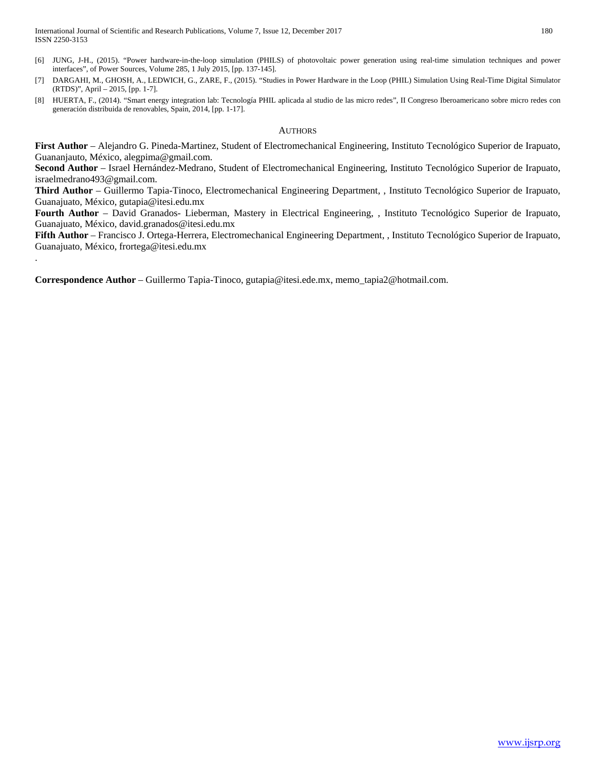[6] JUNG, J-H., (2015). "Power hardware-in-the-loop simulation (PHILS) of photovoltaic power generation using real-time simulation techniques and power interfaces", of Power Sources, Volume 285, 1 July 2015, [pp. 137-145].

[7] DARGAHI, M., GHOSH, A., LEDWICH, G., ZARE, F., (2015). "Studies in Power Hardware in the Loop (PHIL) Simulation Using Real-Time Digital Simulator (RTDS)", April – 2015, [pp. 1-7].

[8] HUERTA, F., (2014). "Smart energy integration lab: Tecnología PHIL aplicada al studio de las micro redes", II Congreso Iberoamericano sobre micro redes con generación distribuida de renovables, Spain, 2014, [pp. 1-17].

## AUTHORS

**First Author** – Alejandro G. Pineda-Martinez, Student of Electromechanical Engineering, Instituto Tecnológico Superior de Irapuato, Guananjauto, México, alegpima@gmail.com.

**Second Author** – Israel Hernández-Medrano, Student of Electromechanical Engineering, Instituto Tecnológico Superior de Irapuato, israelmedrano493@gmail.com.

**Third Author** – Guillermo Tapia-Tinoco, Electromechanical Engineering Department, , Instituto Tecnológico Superior de Irapuato, Guanajuato, México, gutapia@itesi.edu.mx

**Fourth Author** – David Granados- Lieberman, Mastery in Electrical Engineering, , Instituto Tecnológico Superior de Irapuato, Guanajuato, México, david.granados@itesi.edu.mx

**Fifth Author** – Francisco J. Ortega-Herrera, Electromechanical Engineering Department, , Instituto Tecnológico Superior de Irapuato, Guanajuato, México, frortega@itesi.edu.mx

.

**Correspondence Author** – Guillermo Tapia-Tinoco, gutapia@itesi.ede.mx, memo_tapia2@hotmail.com.